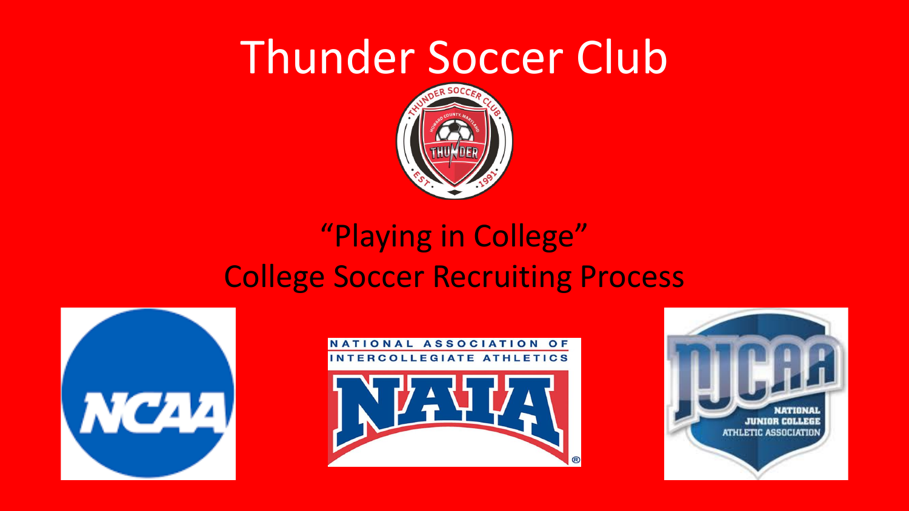# Thunder Soccer Club

## "Playing in College"
## College Soccer Recruiting Process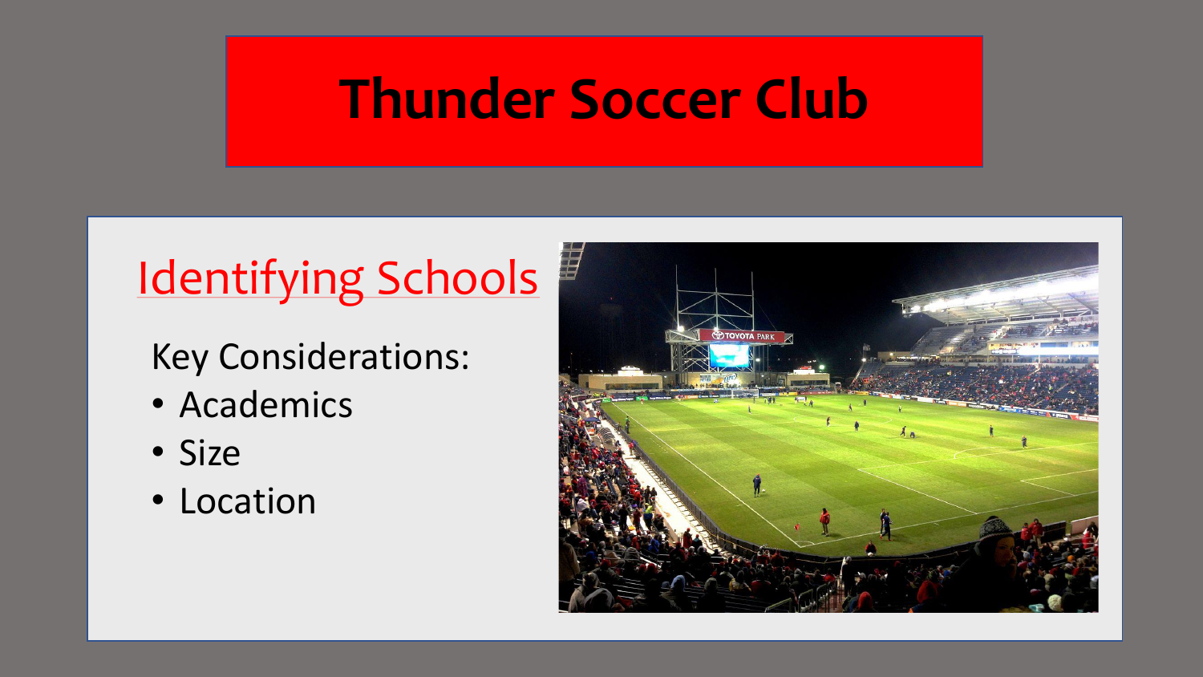# Thunder Soccer Club

## Identifying Schools

Key Considerations:

- Academics
- Size
- Location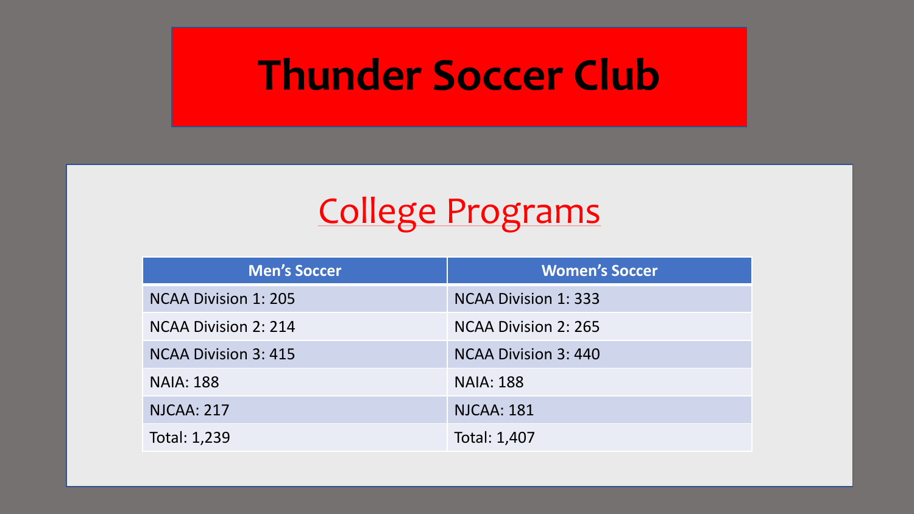# Thunder Soccer Club

## College Programs

| Men's Soccer | Women's Soccer |
| --- | --- |
| NCAA Division 1: 205 | NCAA Division 1: 333 |
| NCAA Division 2: 214 | NCAA Division 2: 265 |
| NCAA Division 3: 415 | NCAA Division 3: 440 |
| NAIA: 188 | NAIA: 188 |
| NJCAA: 217 | NJCAA: 181 |
| Total: 1,239 | Total: 1,407 |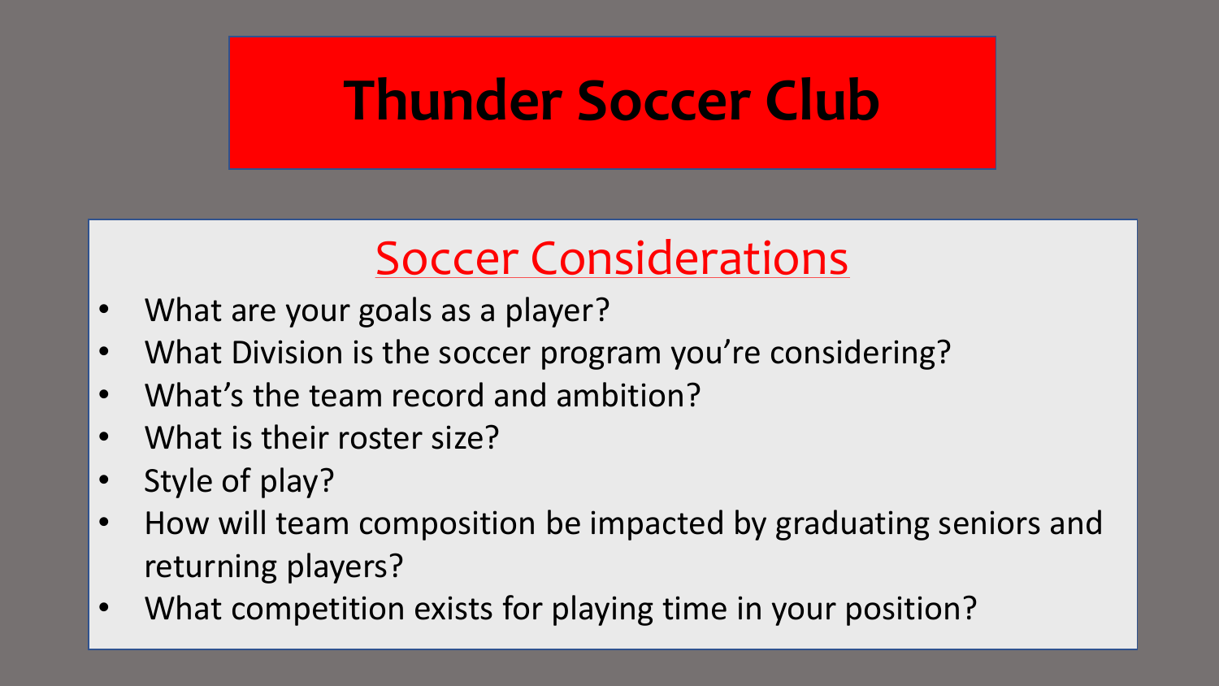# Thunder Soccer Club

## Soccer Considerations

- What are your goals as a player?
- What Division is the soccer program you're considering?
- What's the team record and ambition?
- What is their roster size?
- Style of play?
- How will team composition be impacted by graduating seniors and returning players?
- What competition exists for playing time in your position?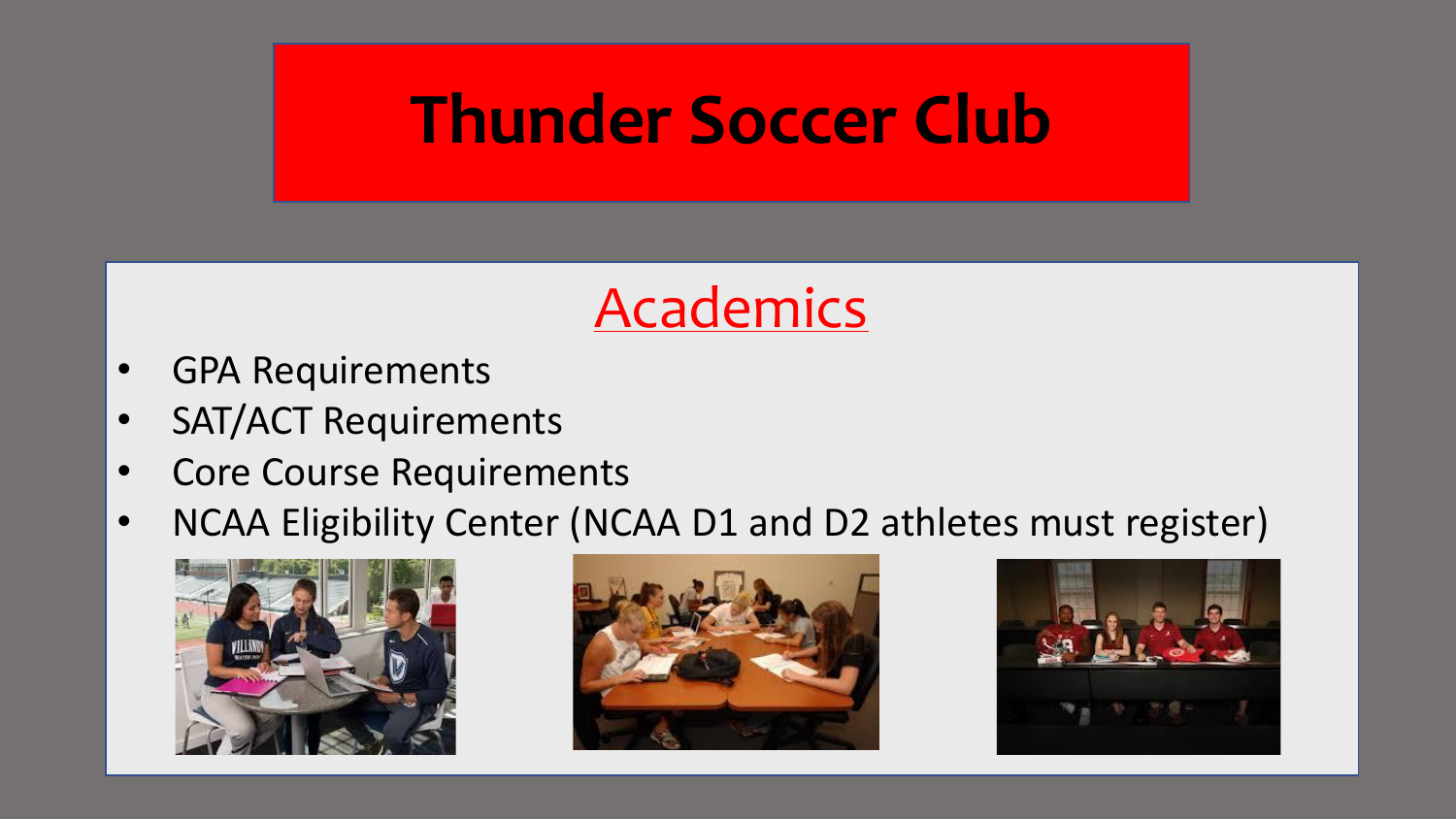# Thunder Soccer Club

## Academics

- GPA Requirements
- SAT/ACT Requirements
- Core Course Requirements
- NCAA Eligibility Center (NCAA D1 and D2 athletes must register)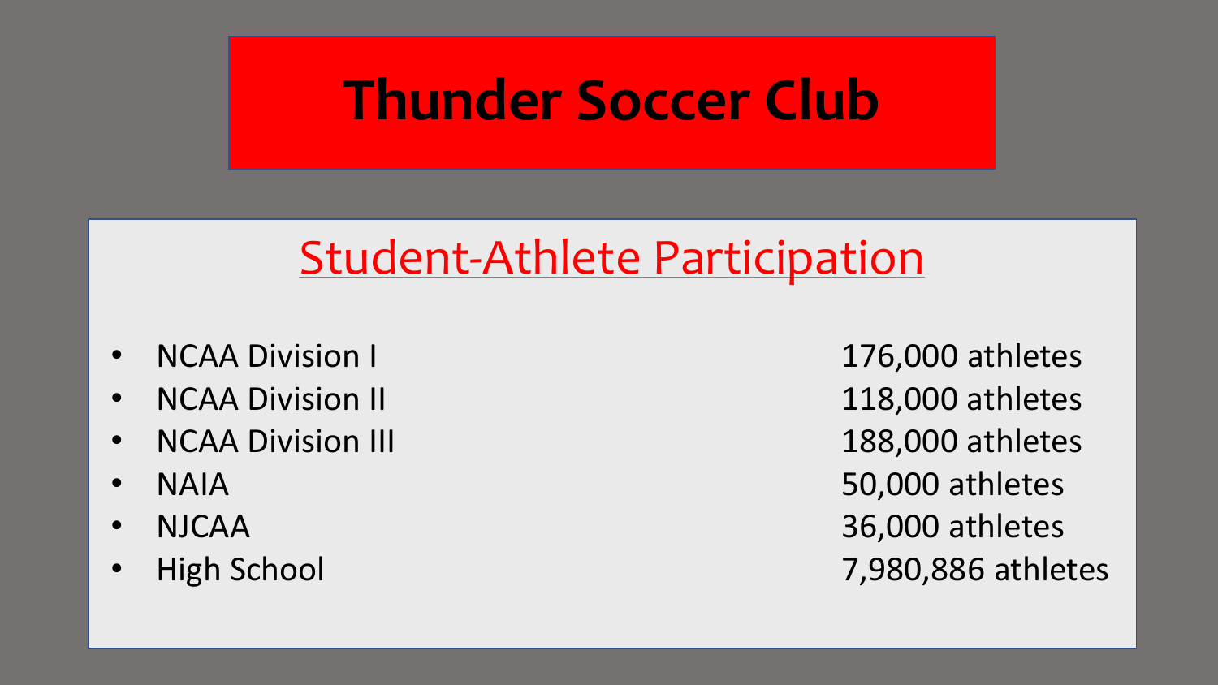# Thunder Soccer Club

## Student-Athlete Participation

- NCAA Division I — 176,000 athletes
- NCAA Division II — 118,000 athletes
- NCAA Division III — 188,000 athletes
- NAIA — 50,000 athletes
- NJCAA — 36,000 athletes
- High School — 7,980,886 athletes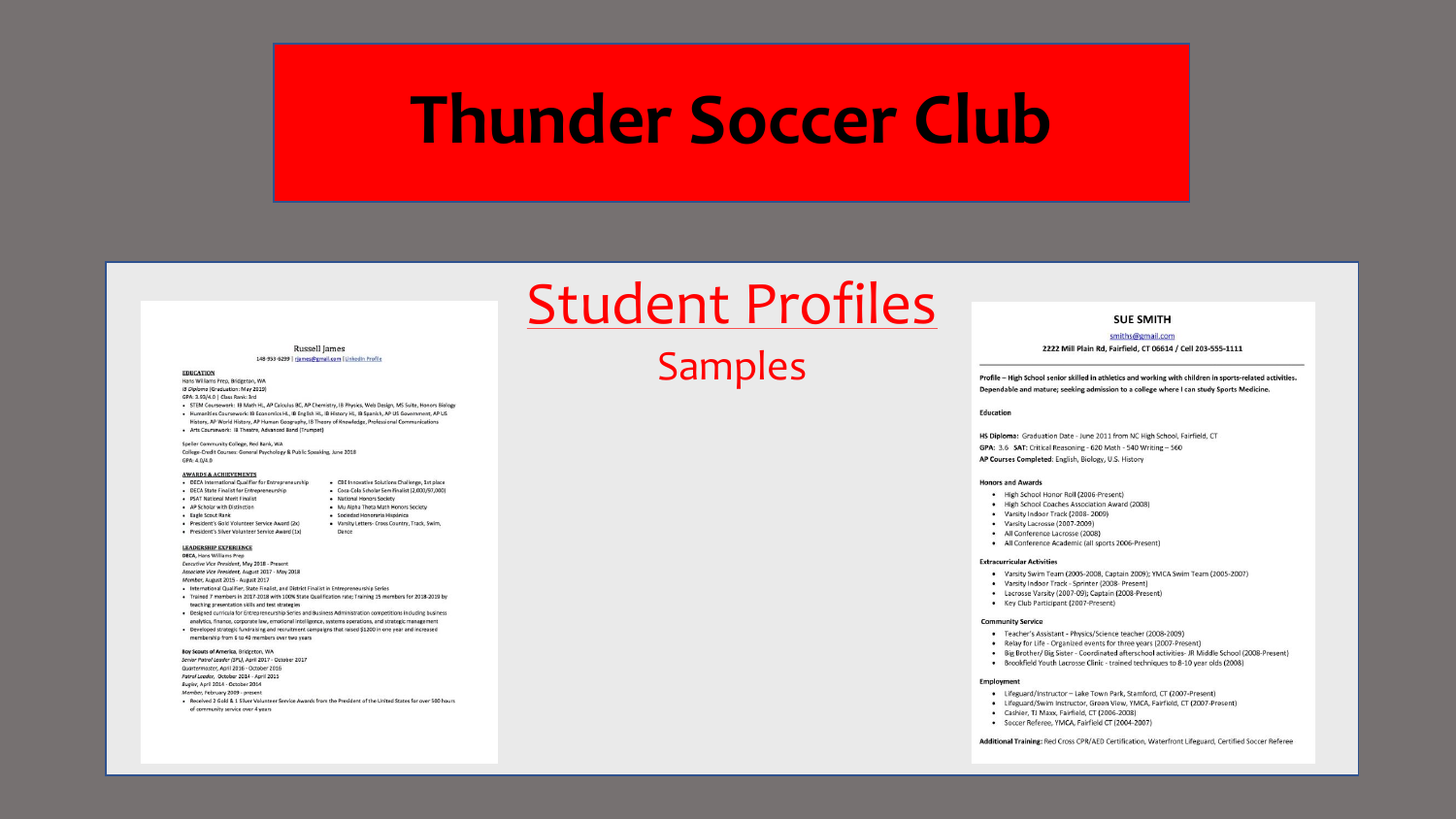# Thunder Soccer Club

## Student Profiles

### Samples

Russell James

148-953-6299 | rjames@gmail.com | LinkedIn Profile

**EDUCATION**

Hans Williams Prep, Bridgeton, WA

*IB Diploma (Graduation: May 2019)*

GPA: 3.93/4.0 | Class Rank: 3rd

- STEM Coursework: IB Math HL, AP Calculus BC, AP Chemistry, IB Physics, Web Design, MS Suite, Honors Biology
- Humanities Coursework: IB Economics HL, IB English HL, IB History HL, IB Spanish, AP US Government, AP US History, AP World History, AP Human Geography, IB Theory of Knowledge, Professional Communications
- Arts Coursework: IB Theatre, Advanced Band (Trumpet)

Speller Community College, Red Bank, WA

College-Credit Courses: General Psychology & Public Speaking, June 2018

GPA: 4.0/4.0

**AWARDS & ACHIEVEMENTS**

- DECA International Qualifier for Entrepreneurship
- DECA State Finalist for Entrepreneurship
- PSAT National Merit Finalist
- AP Scholar with Distinction
- Eagle Scout Rank
- President's Gold Volunteer Service Award (2x)
- President's Silver Volunteer Service Award (1x)
- CBE Innovative Solutions Challenge, 1st place
- Coca-Cola Scholar Semi-Finalist (2,000/97,000)
- National Honors Society
- Mu Alpha Theta Math Honors Society
- Sociedad Honoraria Hispánica
- Varsity Letters- Cross Country, Track, Swim, Dance

**LEADERSHIP EXPERIENCE**

**DECA,** Hans Williams Prep

*Executive Vice President,* May 2018 - Present

*Associate Vice President,* August 2017 - May 2018

*Member,* August 2015 - August 2017

- International Qualifier, State Finalist, and District Finalist in Entrepreneurship Series
- Trained 7 members in 2017-2018 with 100% State Qualification rate; Training 15 members for 2018-2019 by teaching presentation skills and test strategies
- Designed curricula for Entrepreneurship Series and Business Administration competitions including business analytics, finance, corporate law, emotional intelligence, systems operations, and strategic management
- Developed strategic fundraising and recruitment campaigns that raised $1200 in one year and increased membership from 6 to 40 members over two years

**Boy Scouts of America,** Bridgeton, WA

*Senior Patrol Leader (SPL),* April 2017 - October 2017

*Quartermaster,* April 2016 - October 2016

*Patrol Leader,* October 2014 - April 2015

*Bugler,* April 2014 - October 2014

*Member,* February 2009 - present

- Received 2 Gold & 1 Silver Volunteer Service Awards from the President of the United States for over 500 hours of community service over 4 years

---

**SUE SMITH**

smiths@gmail.com

2222 Mill Plain Rd, Fairfield, CT 06614 / Cell 203-555-1111

**Profile – High School senior skilled in athletics and working with children in sports-related activities. Dependable and mature; seeking admission to a college where I can study Sports Medicine.**

**Education**

**HS Diploma:** Graduation Date - June 2011 from NC High School, Fairfield, CT

**GPA:** 3.6 **SAT:** Critical Reasoning - 620 Math - 540 Writing – 560

**AP Courses Completed**: English, Biology, U.S. History

**Honors and Awards**

- High School Honor Roll (2006-Present)
- High School Coaches Association Award (2008)
- Varsity Indoor Track (2008- 2009)
- Varsity Lacrosse (2007-2009)
- All Conference Lacrosse (2008)
- All Conference Academic (all sports 2006-Present)

**Extracurricular Activities**

- Varsity Swim Team (2005-2008, Captain 2009); YMCA Swim Team (2005-2007)
- Varsity Indoor Track - Sprinter (2008- Present)
- Lacrosse Varsity (2007-09); Captain (2008-Present)
- Key Club Participant (2007-Present)

**Community Service**

- Teacher's Assistant - Physics/Science teacher (2008-2009)
- Relay for Life - Organized events for three years (2007-Present)
- Big Brother/ Big Sister - Coordinated afterschool activities- JR Middle School (2008-Present)
- Brookfield Youth Lacrosse Clinic - trained techniques to 8-10 year olds (2008)

**Employment**

- Lifeguard/Instructor – Lake Town Park, Stamford, CT (2007-Present)
- Lifeguard/Swim Instructor, Green View, YMCA, Fairfield, CT (2007-Present)
- Cashier, TJ Maxx, Fairfield, CT (2006-2008)
- Soccer Referee, YMCA, Fairfield CT (2004-2007)

**Additional Training:** Red Cross CPR/AED Certification, Waterfront Lifeguard, Certified Soccer Referee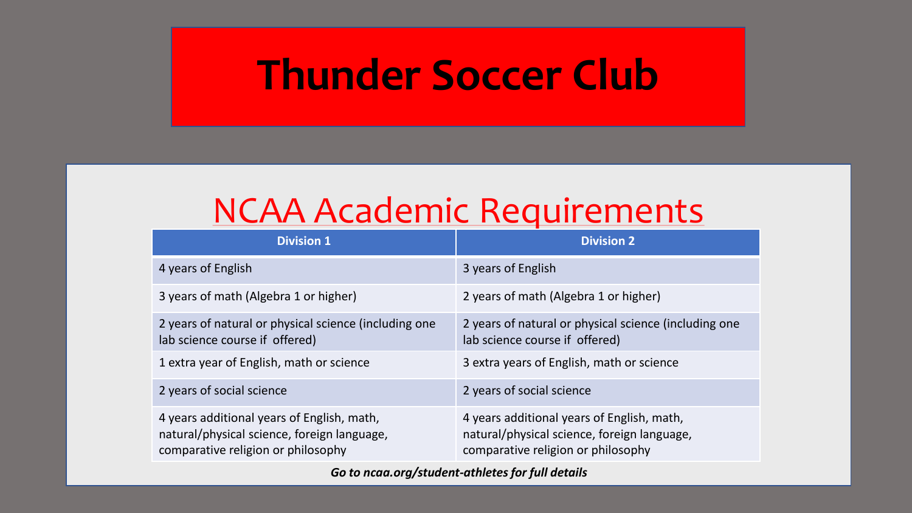# Thunder Soccer Club

## NCAA Academic Requirements

| Division 1 | Division 2 |
| --- | --- |
| 4 years of English | 3 years of English |
| 3 years of math (Algebra 1 or higher) | 2 years of math (Algebra 1 or higher) |
| 2 years of natural or physical science (including one lab science course if offered) | 2 years of natural or physical science (including one lab science course if offered) |
| 1 extra year of English, math or science | 3 extra years of English, math or science |
| 2 years of social science | 2 years of social science |
| 4 years additional years of English, math, natural/physical science, foreign language, comparative religion or philosophy | 4 years additional years of English, math, natural/physical science, foreign language, comparative religion or philosophy |

***Go to ncaa.org/student-athletes for full details***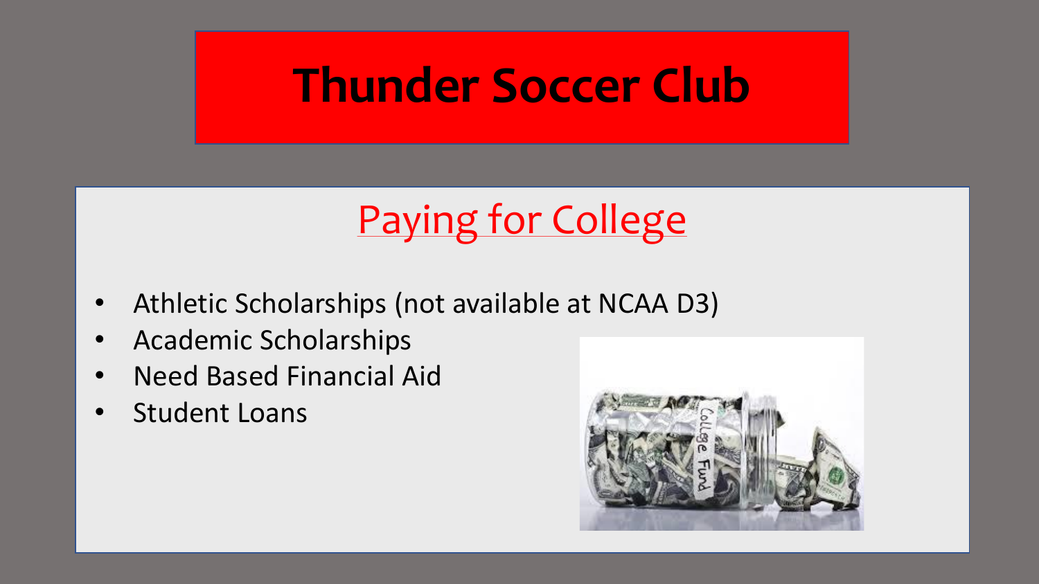# Thunder Soccer Club

## Paying for College

- Athletic Scholarships (not available at NCAA D3)
- Academic Scholarships
- Need Based Financial Aid
- Student Loans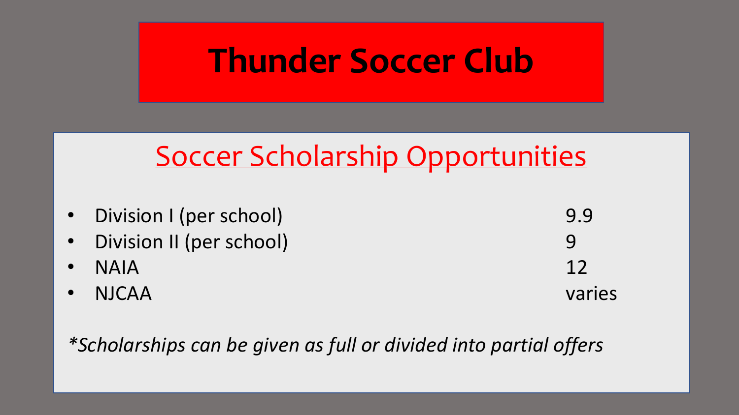# Thunder Soccer Club

## Soccer Scholarship Opportunities

- Division I (per school) 9.9
- Division II (per school) 9
- NAIA 12
- NJCAA varies

*\*Scholarships can be given as full or divided into partial offers*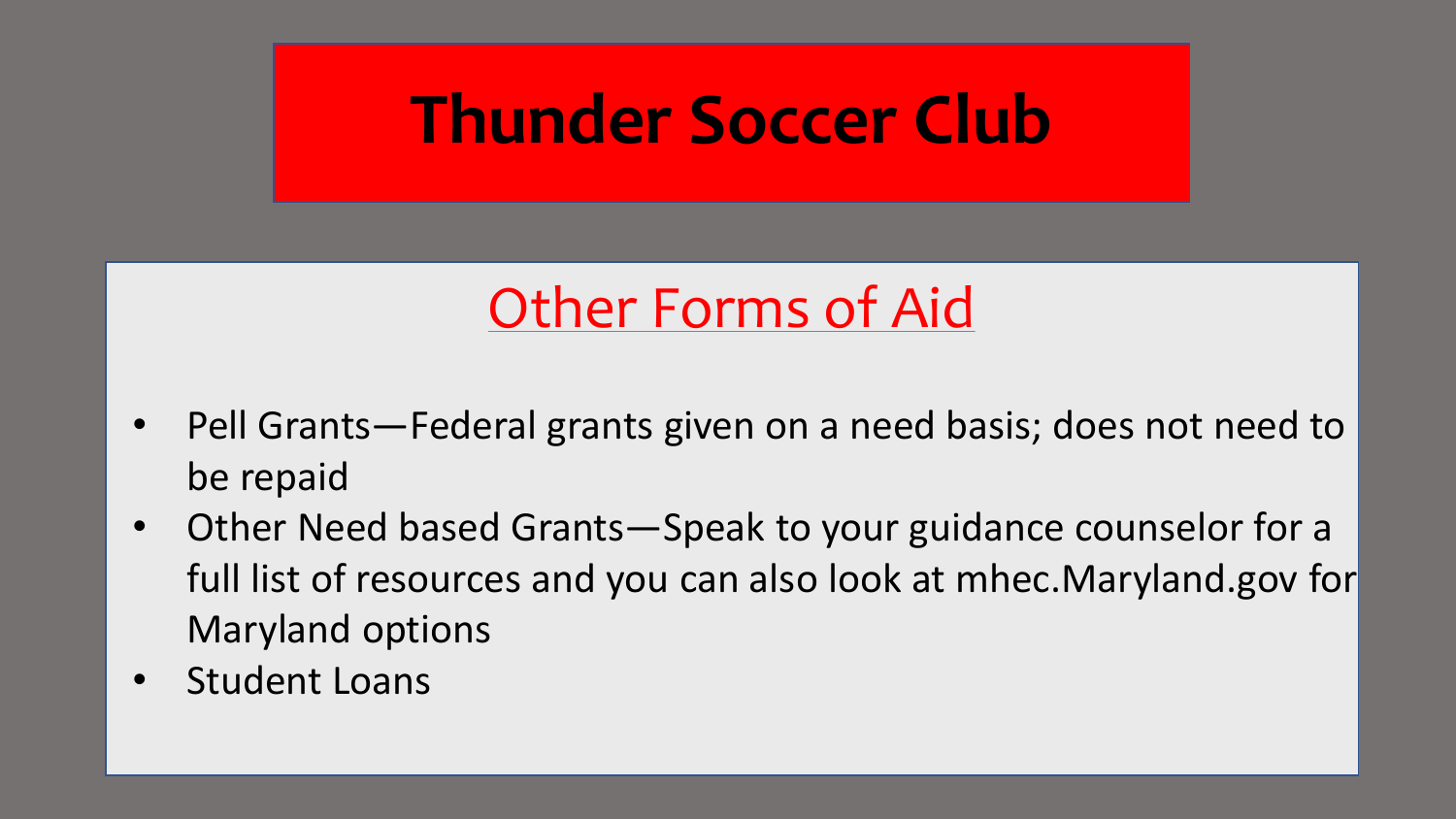# Thunder Soccer Club

## Other Forms of Aid

- Pell Grants—Federal grants given on a need basis; does not need to be repaid
- Other Need based Grants—Speak to your guidance counselor for a full list of resources and you can also look at mhec.Maryland.gov for Maryland options
- Student Loans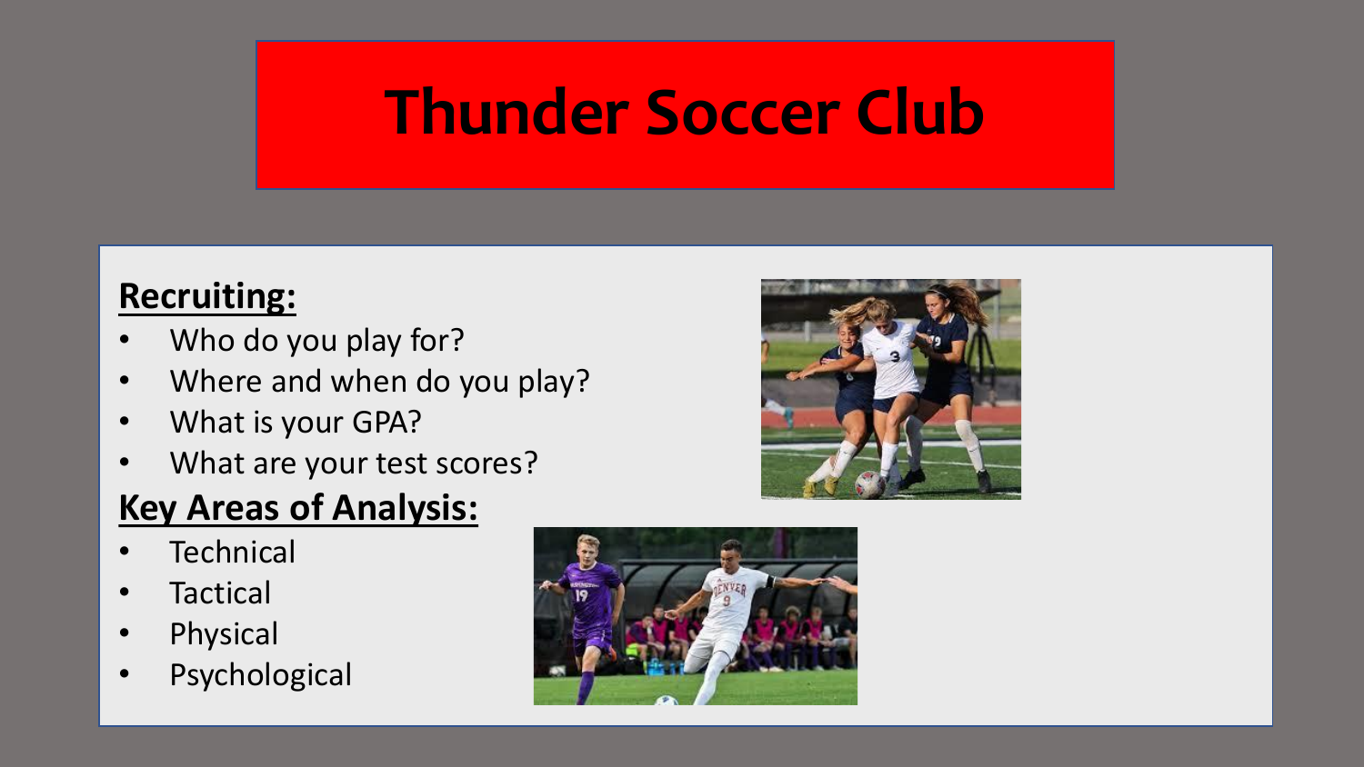# Thunder Soccer Club

**Recruiting:**

- Who do you play for?
- Where and when do you play?
- What is your GPA?
- What are your test scores?

**Key Areas of Analysis:**

- Technical
- Tactical
- Physical
- Psychological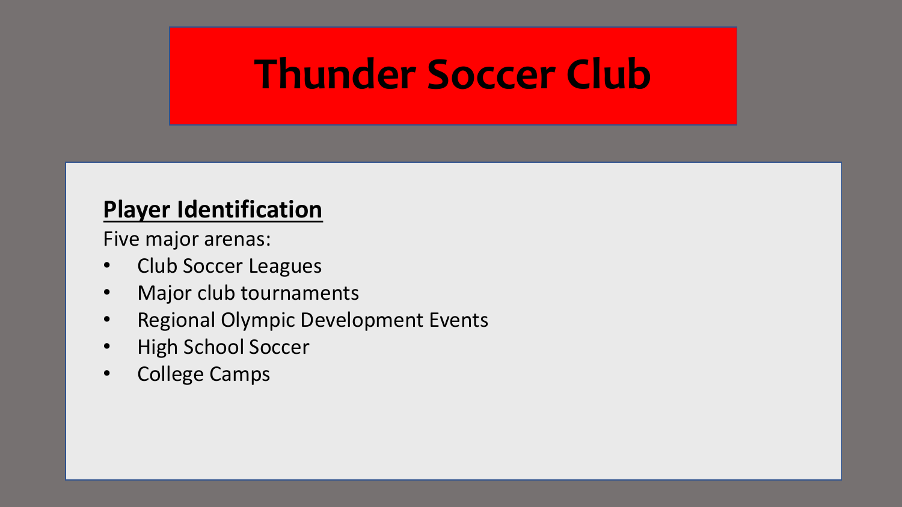# Thunder Soccer Club

**Player Identification**

Five major arenas:

- Club Soccer Leagues
- Major club tournaments
- Regional Olympic Development Events
- High School Soccer
- College Camps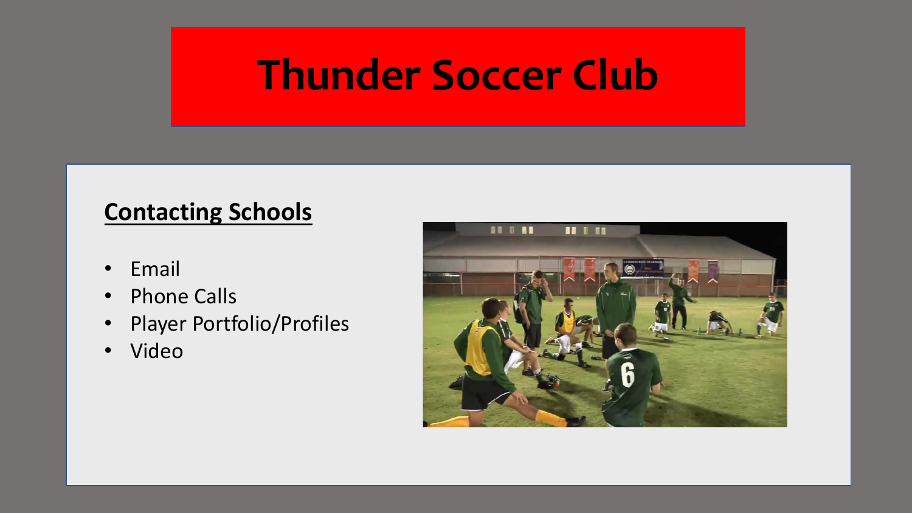# Thunder Soccer Club

## Contacting Schools

- Email
- Phone Calls
- Player Portfolio/Profiles
- Video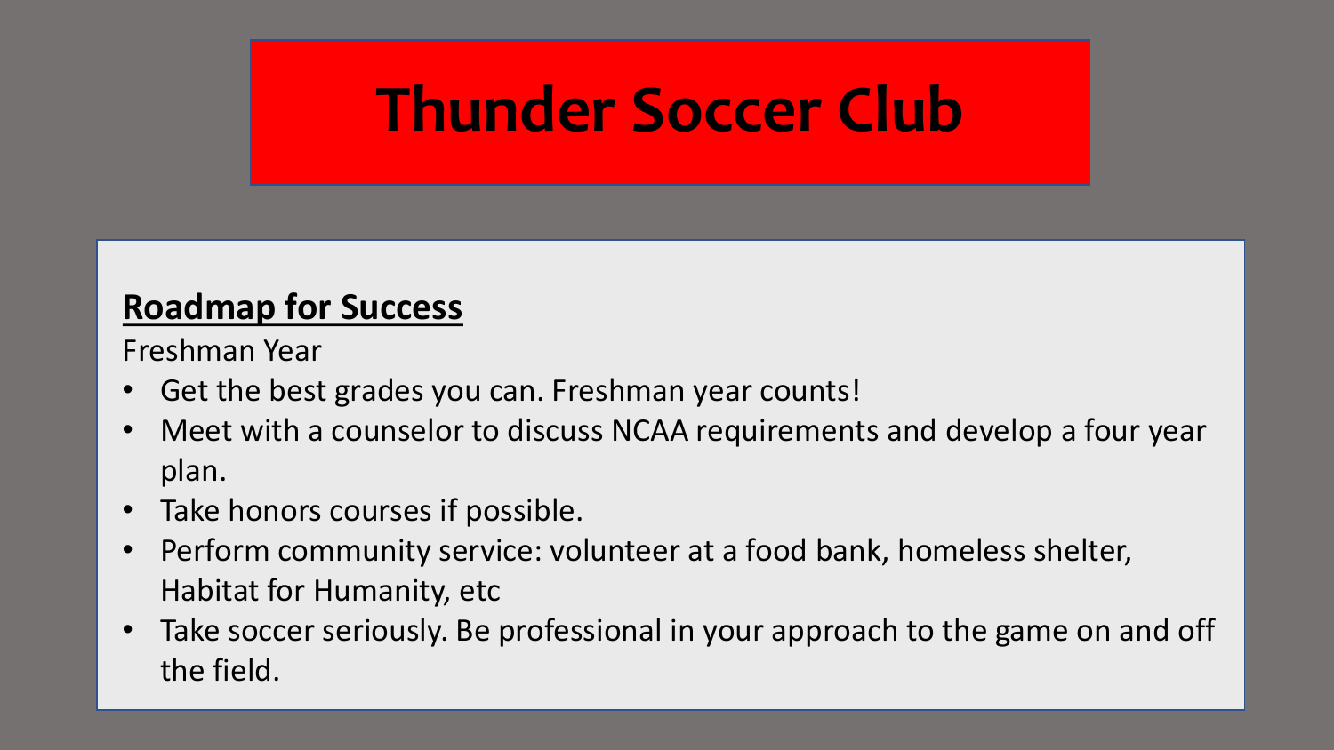# Thunder Soccer Club

**Roadmap for Success**

Freshman Year

- Get the best grades you can. Freshman year counts!
- Meet with a counselor to discuss NCAA requirements and develop a four year plan.
- Take honors courses if possible.
- Perform community service: volunteer at a food bank, homeless shelter, Habitat for Humanity, etc
- Take soccer seriously. Be professional in your approach to the game on and off the field.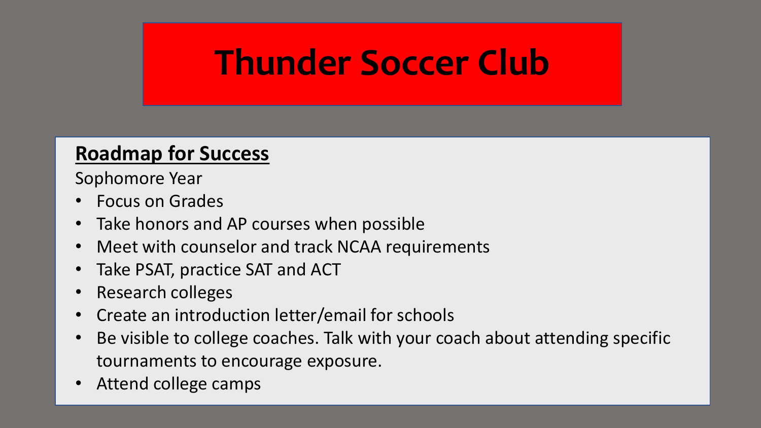# Thunder Soccer Club

**Roadmap for Success**

Sophomore Year

- Focus on Grades
- Take honors and AP courses when possible
- Meet with counselor and track NCAA requirements
- Take PSAT, practice SAT and ACT
- Research colleges
- Create an introduction letter/email for schools
- Be visible to college coaches. Talk with your coach about attending specific tournaments to encourage exposure.
- Attend college camps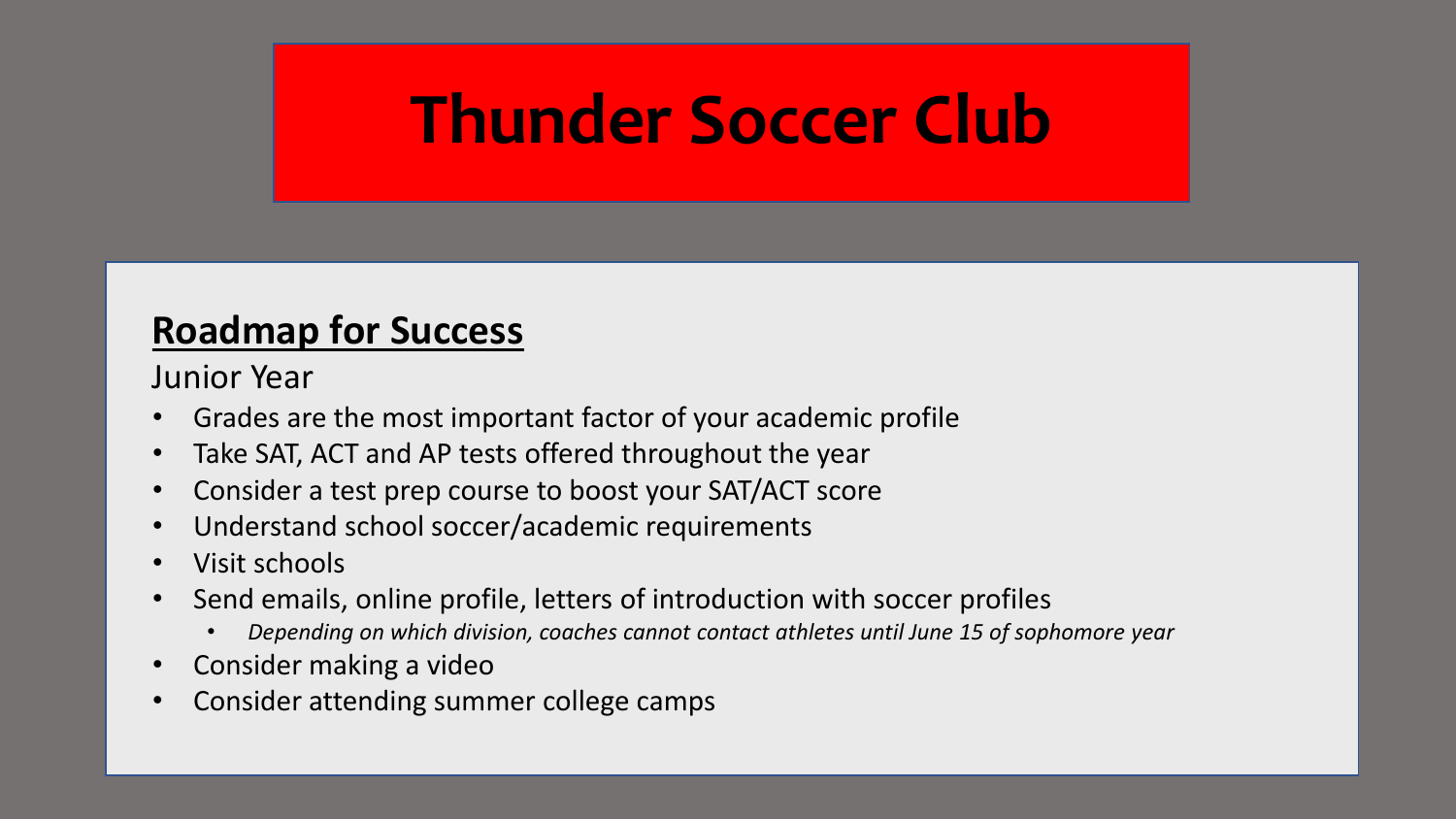# Thunder Soccer Club

## **Roadmap for Success**

Junior Year

- Grades are the most important factor of your academic profile
- Take SAT, ACT and AP tests offered throughout the year
- Consider a test prep course to boost your SAT/ACT score
- Understand school soccer/academic requirements
- Visit schools
- Send emails, online profile, letters of introduction with soccer profiles
    - *Depending on which division, coaches cannot contact athletes until June 15 of sophomore year*
- Consider making a video
- Consider attending summer college camps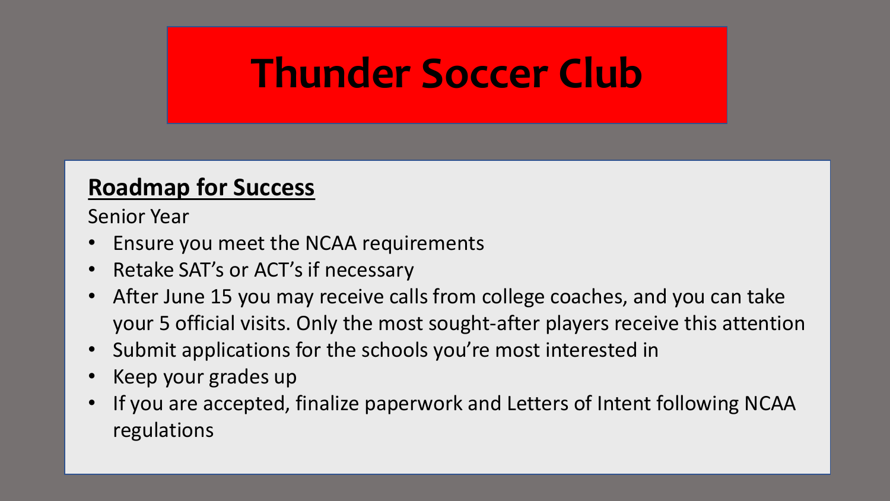# Thunder Soccer Club

**Roadmap for Success**

Senior Year

- Ensure you meet the NCAA requirements
- Retake SAT's or ACT's if necessary
- After June 15 you may receive calls from college coaches, and you can take your 5 official visits. Only the most sought-after players receive this attention
- Submit applications for the schools you're most interested in
- Keep your grades up
- If you are accepted, finalize paperwork and Letters of Intent following NCAA regulations